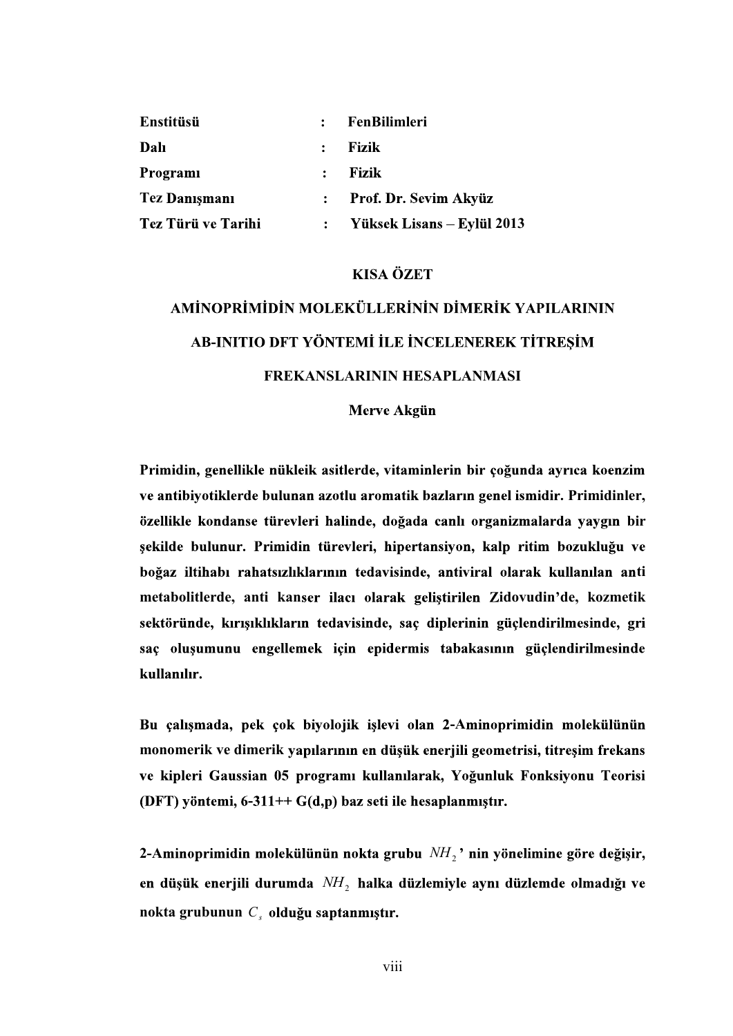**Enstitüsü** : **FenBilimleri**
**Dalı** : **Fizik**
**Programı** : **Fizik**
**Tez Danışmanı** : **Prof. Dr. Sevim Akyüz**
**Tez Türü ve Tarihi** : **Yüksek Lisans – Eylül 2013**

## KISA ÖZET

## AMİNOPRİMİDİN MOLEKÜLLERİNİN DİMERİK YAPILARININ AB-INITIO DFT YÖNTEMİ İLE İNCELENEREK TİTREŞİM FREKANSLARININ HESAPLANMASI

**Merve Akgün**

**Primidin, genellikle nükleik asitlerde, vitaminlerin bir çoğunda ayrıca koenzim ve antibiyotiklerde bulunan azotlu aromatik bazların genel ismidir. Primidinler, özellikle kondanse türevleri halinde, doğada canlı organizmalarda yaygın bir şekilde bulunur. Primidin türevleri, hipertansiyon, kalp ritim bozukluğu ve boğaz iltihabı rahatsızlıklarının tedavisinde, antiviral olarak kullanılan anti metabolitlerde, anti kanser ilacı olarak geliştirilen Zidovudin'de, kozmetik sektöründe, kırışıklıkların tedavisinde, saç diplerinin güçlendirilmesinde, gri saç oluşumunu engellemek için epidermis tabakasının güçlendirilmesinde kullanılır.**

**Bu çalışmada, pek çok biyolojik işlevi olan 2-Aminoprimidin molekülünün monomerik ve dimerik yapılarının en düşük enerjili geometrisi, titreşim frekans ve kipleri Gaussian 05 programı kullanılarak, Yoğunluk Fonksiyonu Teorisi (DFT) yöntemi, 6-311++ G(d,p) baz seti ile hesaplanmıştır.**

**2-Aminoprimidin molekülünün nokta grubu $NH_2$' nin yönelimine göre değişir, en düşük enerjili durumda $NH_2$ halka düzlemiyle aynı düzlemde olmadığı ve nokta grubunun $C_s$ olduğu saptanmıştır.**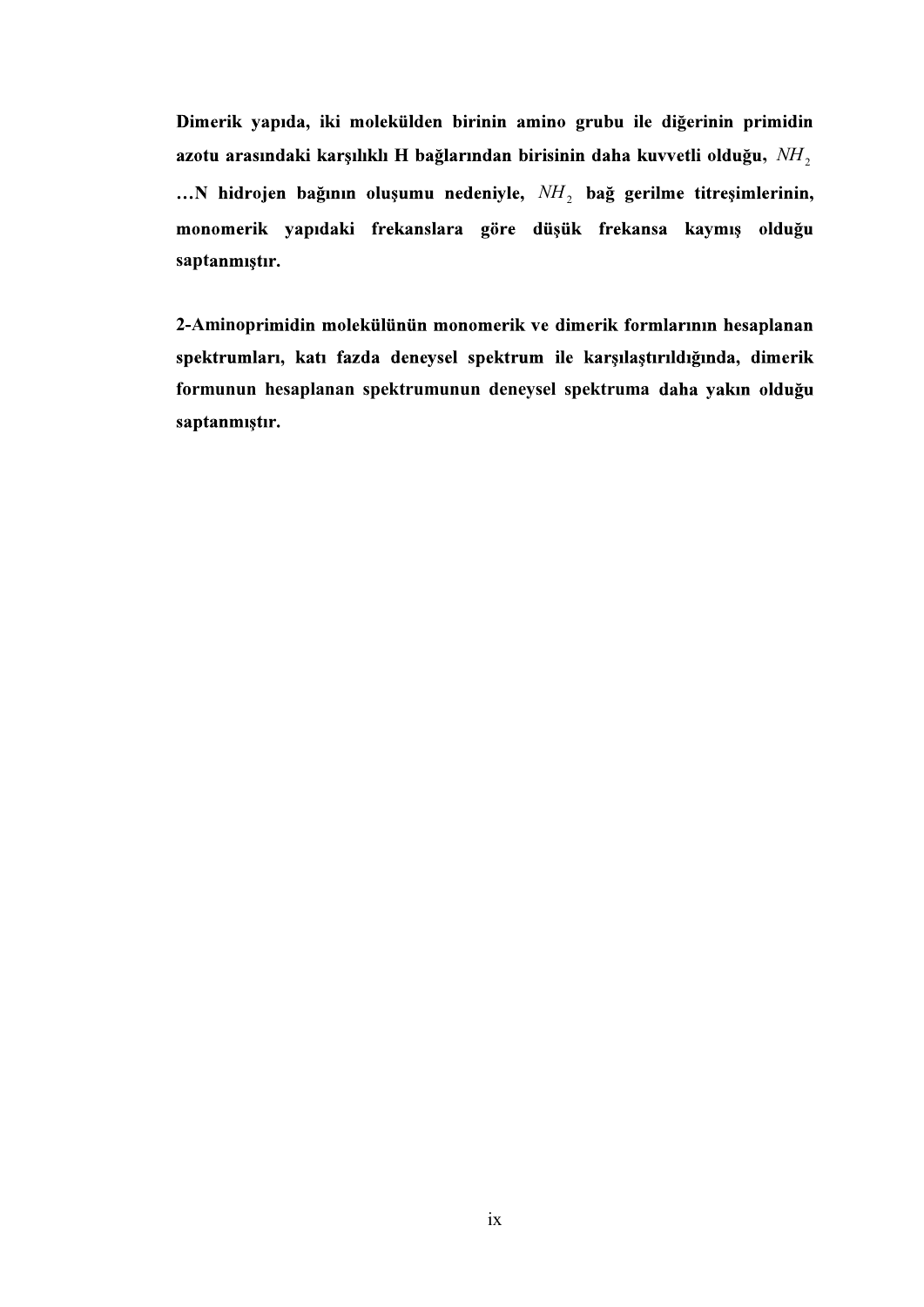**Dimerik yapıda, iki molekülden birinin amino grubu ile diğerinin primidin azotu arasındaki karşılıklı H bağlarından birisinin daha kuvvetli olduğu, $NH_2$ …N hidrojen bağının oluşumu nedeniyle, $NH_2$ bağ gerilme titreşimlerinin, monomerik yapıdaki frekanslara göre düşük frekansa kaymış olduğu saptanmıştır.**

**2-Aminoprimidin molekülünün monomerik ve dimerik formlarının hesaplanan spektrumları, katı fazda deneysel spektrum ile karşılaştırıldığında, dimerik formunun hesaplanan spektrumunun deneysel spektruma daha yakın olduğu saptanmıştır.**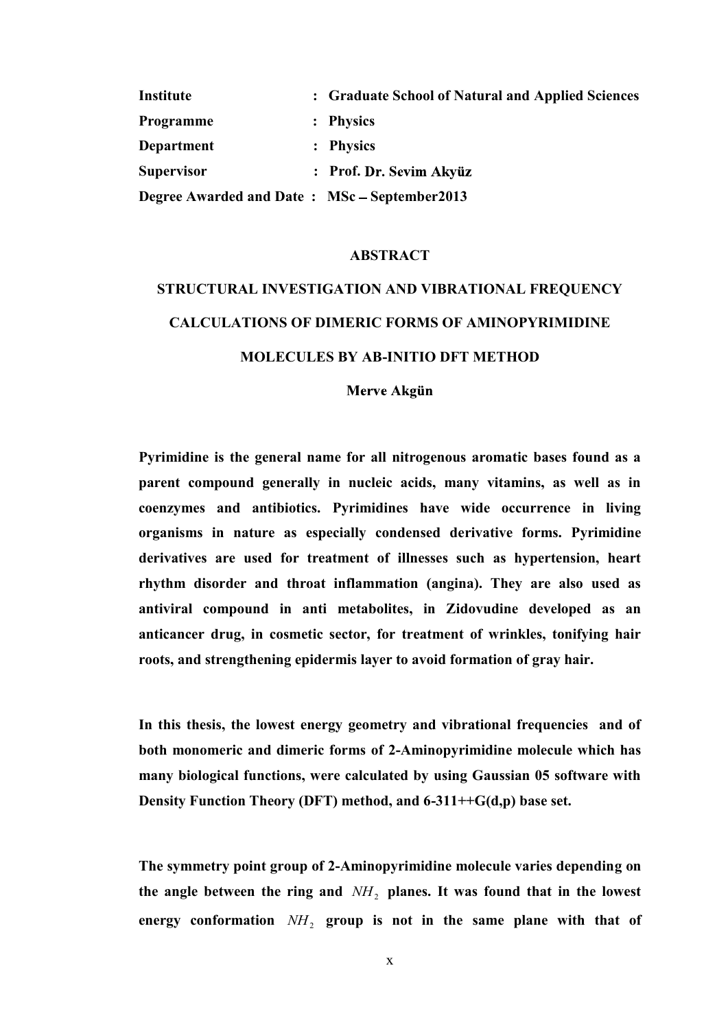**Institute : Graduate School of Natural and Applied Sciences**

**Programme : Physics**

**Department : Physics**

**Supervisor : Prof. Dr. Sevim Akyüz**

**Degree Awarded and Date : MSc – September2013**

# ABSTRACT

## STRUCTURAL INVESTIGATION AND VIBRATIONAL FREQUENCY CALCULATIONS OF DIMERIC FORMS OF AMINOPYRIMIDINE MOLECULES BY AB-INITIO DFT METHOD

**Merve Akgün**

**Pyrimidine is the general name for all nitrogenous aromatic bases found as a parent compound generally in nucleic acids, many vitamins, as well as in coenzymes and antibiotics. Pyrimidines have wide occurrence in living organisms in nature as especially condensed derivative forms. Pyrimidine derivatives are used for treatment of illnesses such as hypertension, heart rhythm disorder and throat inflammation (angina). They are also used as antiviral compound in anti metabolites, in Zidovudine developed as an anticancer drug, in cosmetic sector, for treatment of wrinkles, tonifying hair roots, and strengthening epidermis layer to avoid formation of gray hair.**

**In this thesis, the lowest energy geometry and vibrational frequencies and of both monomeric and dimeric forms of 2-Aminopyrimidine molecule which has many biological functions, were calculated by using Gaussian 05 software with Density Function Theory (DFT) method, and 6-311++G(d,p) base set.**

**The symmetry point group of 2-Aminopyrimidine molecule varies depending on the angle between the ring and $NH_2$ planes. It was found that in the lowest energy conformation $NH_2$ group is not in the same plane with that of**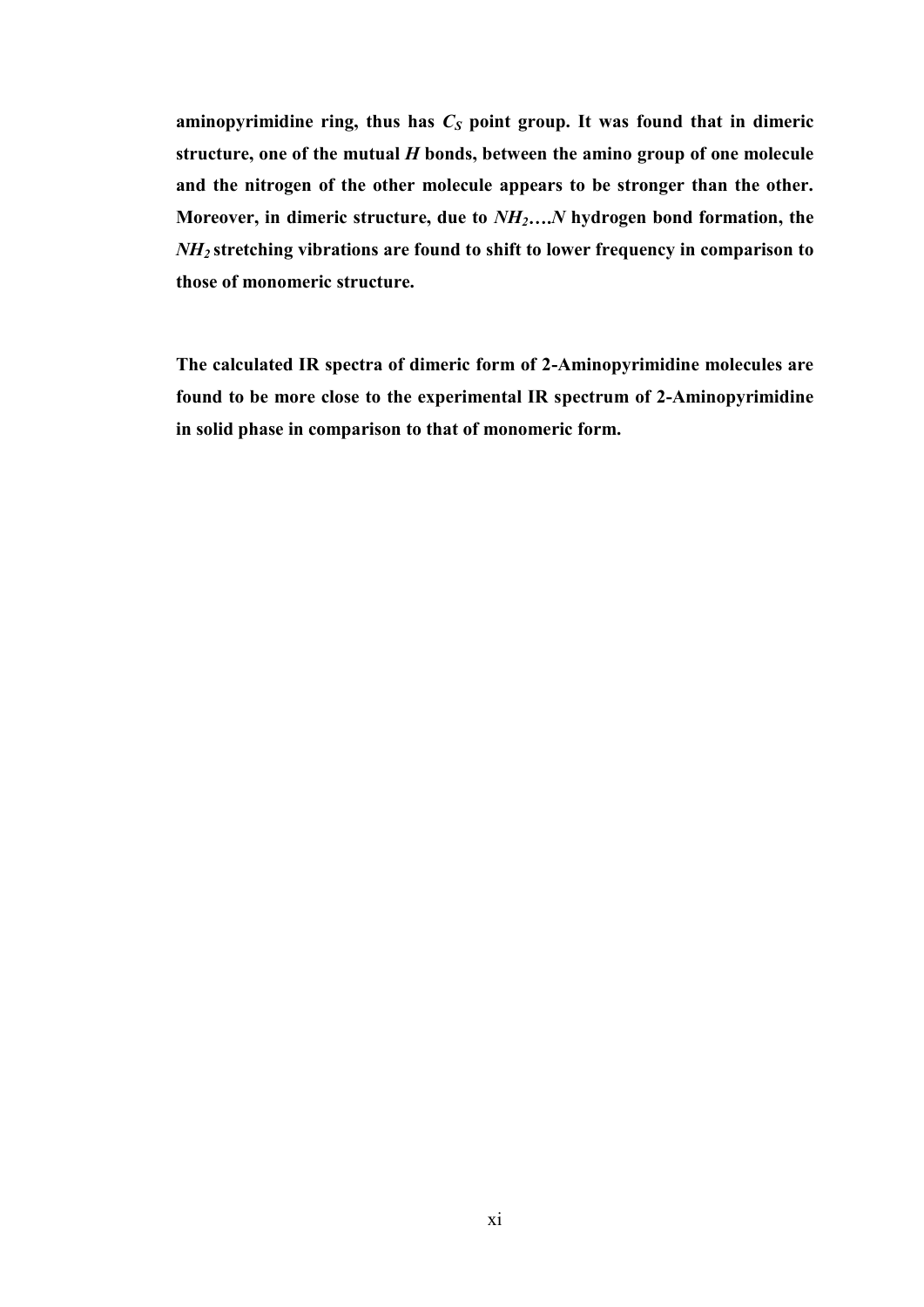**aminopyrimidine ring, thus has $C_S$ point group. It was found that in dimeric structure, one of the mutual *H* bonds, between the amino group of one molecule and the nitrogen of the other molecule appears to be stronger than the other. Moreover, in dimeric structure, due to $NH_2....N$ hydrogen bond formation, the $NH_2$ stretching vibrations are found to shift to lower frequency in comparison to those of monomeric structure.**

**The calculated IR spectra of dimeric form of 2-Aminopyrimidine molecules are found to be more close to the experimental IR spectrum of 2-Aminopyrimidine in solid phase in comparison to that of monomeric form.**